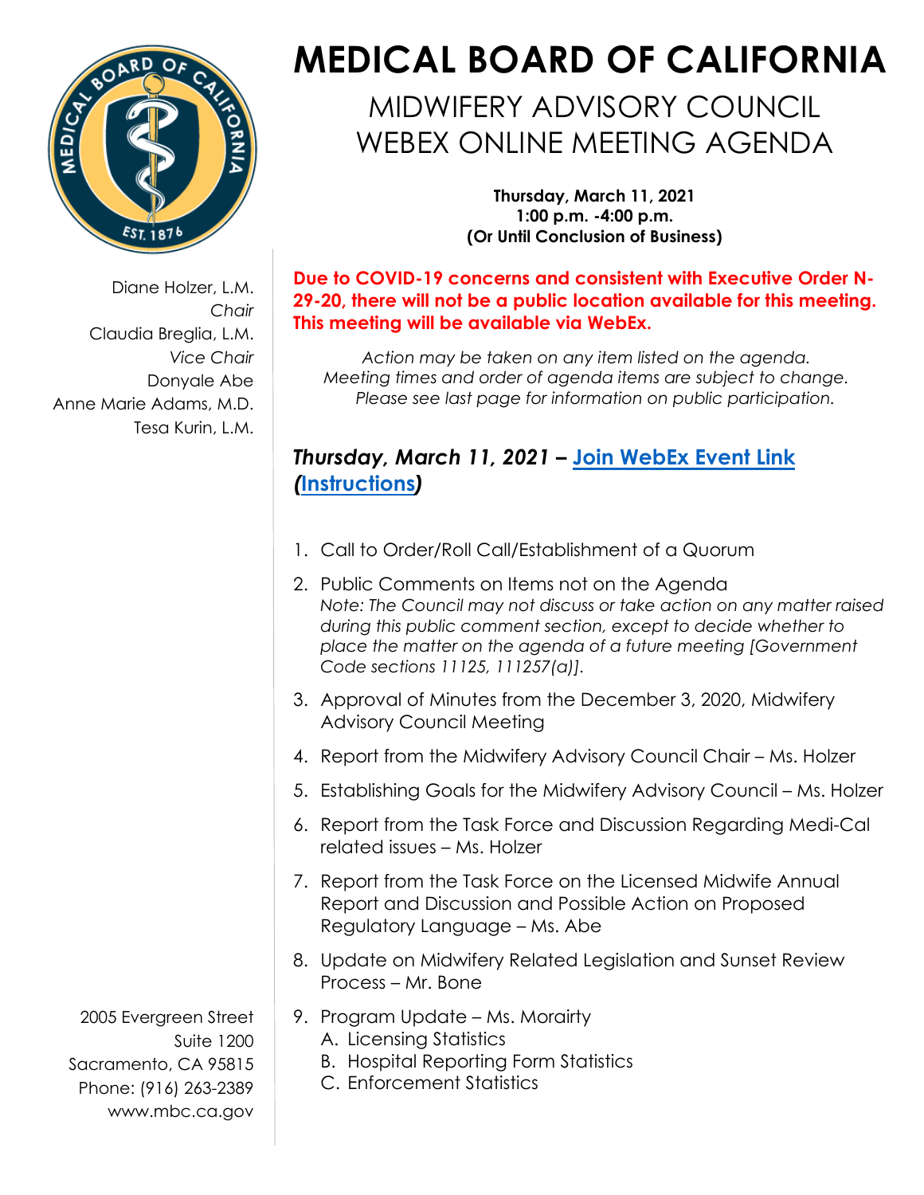# MEDICAL BOARD OF CALIFORNIA

## MIDWIFERY ADVISORY COUNCIL
## WEBEX ONLINE MEETING AGENDA

**Thursday, March 11, 2021**
**1:00 p.m. -4:00 p.m.**
**(Or Until Conclusion of Business)**

Diane Holzer, L.M.
*Chair*
Claudia Breglia, L.M.
*Vice Chair*
Donyale Abe
Anne Marie Adams, M.D.
Tesa Kurin, L.M.

**Due to COVID-19 concerns and consistent with Executive Order N-29-20, there will not be a public location available for this meeting. This meeting will be available via WebEx.**

*Action may be taken on any item listed on the agenda. Meeting times and order of agenda items are subject to change. Please see last page for information on public participation.*

### *Thursday, March 11, 2021 – Join WebEx Event Link (Instructions)*

1. Call to Order/Roll Call/Establishment of a Quorum
2. Public Comments on Items not on the Agenda
   *Note: The Council may not discuss or take action on any matter raised during this public comment section, except to decide whether to place the matter on the agenda of a future meeting [Government Code sections 11125, 111257(a)].*
3. Approval of Minutes from the December 3, 2020, Midwifery Advisory Council Meeting
4. Report from the Midwifery Advisory Council Chair – Ms. Holzer
5. Establishing Goals for the Midwifery Advisory Council – Ms. Holzer
6. Report from the Task Force and Discussion Regarding Medi-Cal related issues – Ms. Holzer
7. Report from the Task Force on the Licensed Midwife Annual Report and Discussion and Possible Action on Proposed Regulatory Language – Ms. Abe
8. Update on Midwifery Related Legislation and Sunset Review Process – Mr. Bone
9. Program Update – Ms. Morairty
   A. Licensing Statistics
   B. Hospital Reporting Form Statistics
   C. Enforcement Statistics

2005 Evergreen Street
Suite 1200
Sacramento, CA 95815
Phone: (916) 263-2389
www.mbc.ca.gov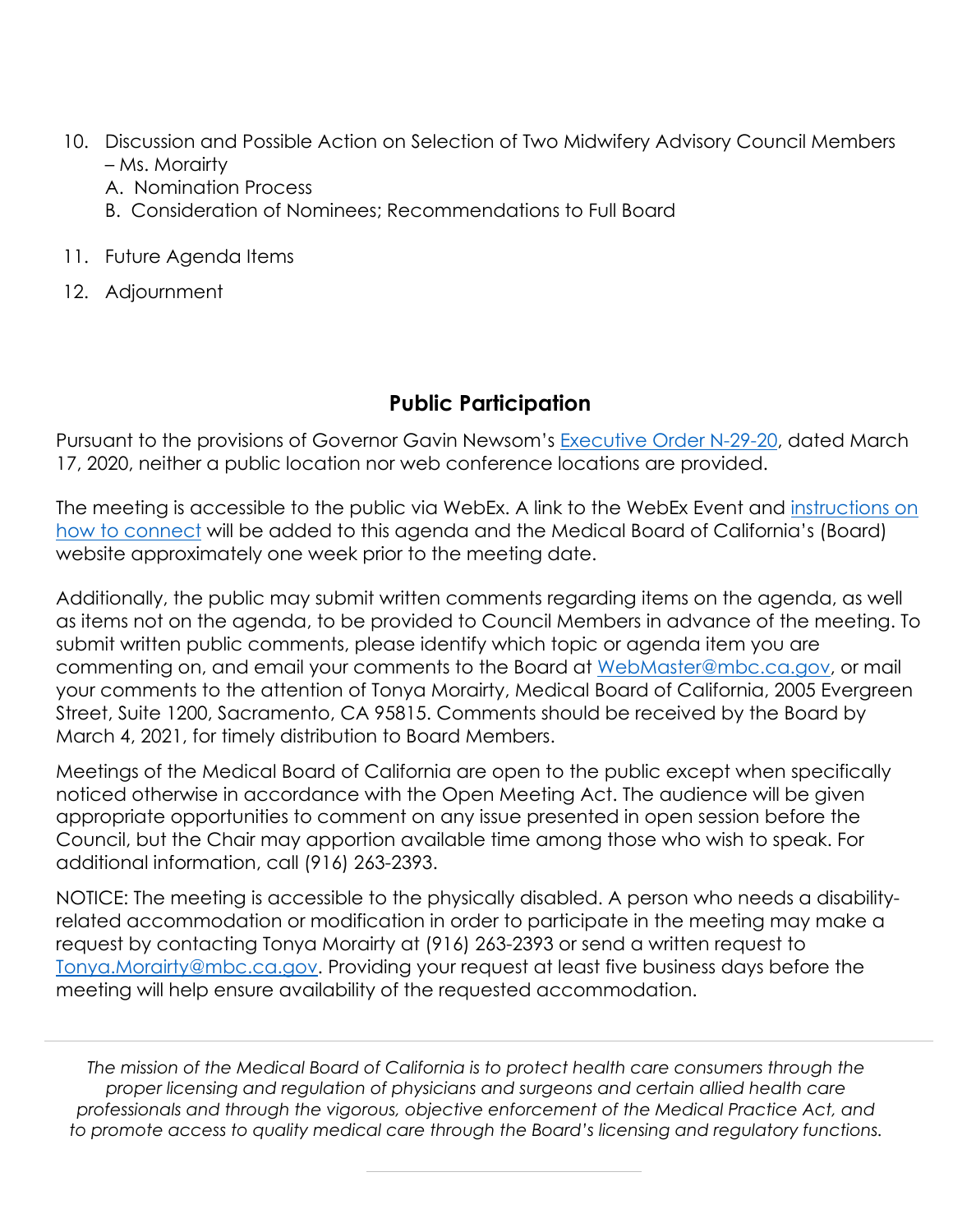10. Discussion and Possible Action on Selection of Two Midwifery Advisory Council Members – Ms. Morairty
    A. Nomination Process
    B. Consideration of Nominees; Recommendations to Full Board
11. Future Agenda Items
12. Adjournment

## Public Participation

Pursuant to the provisions of Governor Gavin Newsom's [Executive Order N-29-20](), dated March 17, 2020, neither a public location nor web conference locations are provided.

The meeting is accessible to the public via WebEx. A link to the WebEx Event and [instructions on how to connect]() will be added to this agenda and the Medical Board of California's (Board) website approximately one week prior to the meeting date.

Additionally, the public may submit written comments regarding items on the agenda, as well as items not on the agenda, to be provided to Council Members in advance of the meeting. To submit written public comments, please identify which topic or agenda item you are commenting on, and email your comments to the Board at [WebMaster@mbc.ca.gov](mailto:WebMaster@mbc.ca.gov), or mail your comments to the attention of Tonya Morairty, Medical Board of California, 2005 Evergreen Street, Suite 1200, Sacramento, CA 95815. Comments should be received by the Board by March 4, 2021, for timely distribution to Board Members.

Meetings of the Medical Board of California are open to the public except when specifically noticed otherwise in accordance with the Open Meeting Act. The audience will be given appropriate opportunities to comment on any issue presented in open session before the Council, but the Chair may apportion available time among those who wish to speak. For additional information, call (916) 263-2393.

NOTICE: The meeting is accessible to the physically disabled. A person who needs a disability-related accommodation or modification in order to participate in the meeting may make a request by contacting Tonya Morairty at (916) 263-2393 or send a written request to [Tonya.Morairty@mbc.ca.gov](mailto:Tonya.Morairty@mbc.ca.gov). Providing your request at least five business days before the meeting will help ensure availability of the requested accommodation.

---

*The mission of the Medical Board of California is to protect health care consumers through the proper licensing and regulation of physicians and surgeons and certain allied health care professionals and through the vigorous, objective enforcement of the Medical Practice Act, and to promote access to quality medical care through the Board's licensing and regulatory functions.*